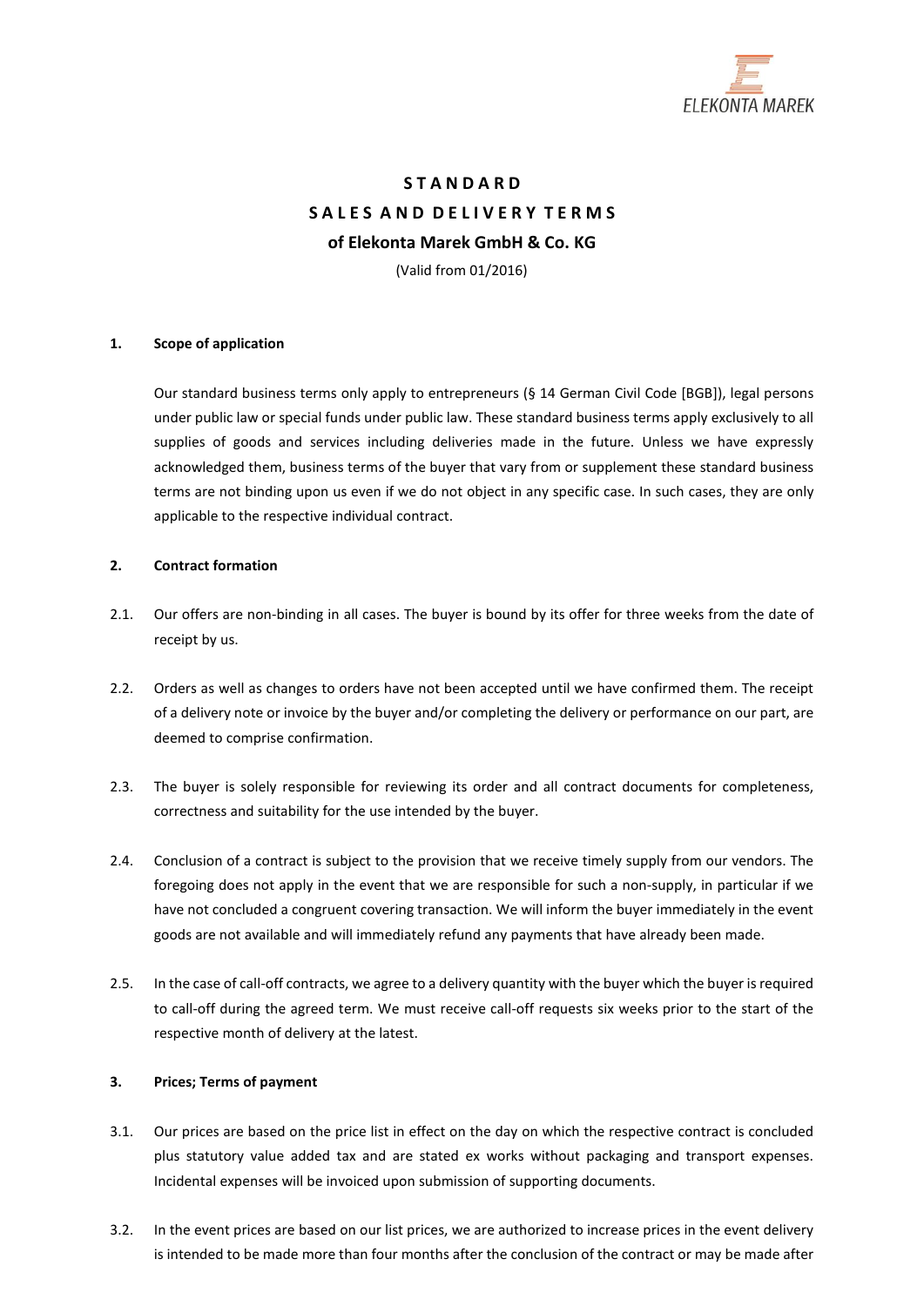# STANDARD SALES AND DELIVERY TERMS of Elekonta Marek GmbH & Co. KG

(Valid from 01/2016)

## 1. Scope of application

Our standard business terms only apply to entrepreneurs (§ 14 German Civil Code [BGB]), legal persons under public law or special funds under public law. These standard business terms apply exclusively to all supplies of goods and services including deliveries made in the future. Unless we have expressly acknowledged them, business terms of the buyer that vary from or supplement these standard business terms are not binding upon us even if we do not object in any specific case. In such cases, they are only applicable to the respective individual contract.

## 2. Contract formation

2.1. Our offers are non-binding in all cases. The buyer is bound by its offer for three weeks from the date of receipt by us.

2.2. Orders as well as changes to orders have not been accepted until we have confirmed them. The receipt of a delivery note or invoice by the buyer and/or completing the delivery or performance on our part, are deemed to comprise confirmation.

2.3. The buyer is solely responsible for reviewing its order and all contract documents for completeness, correctness and suitability for the use intended by the buyer.

2.4. Conclusion of a contract is subject to the provision that we receive timely supply from our vendors. The foregoing does not apply in the event that we are responsible for such a non-supply, in particular if we have not concluded a congruent covering transaction. We will inform the buyer immediately in the event goods are not available and will immediately refund any payments that have already been made.

2.5. In the case of call-off contracts, we agree to a delivery quantity with the buyer which the buyer is required to call-off during the agreed term. We must receive call-off requests six weeks prior to the start of the respective month of delivery at the latest.

## 3. Prices; Terms of payment

3.1. Our prices are based on the price list in effect on the day on which the respective contract is concluded plus statutory value added tax and are stated ex works without packaging and transport expenses. Incidental expenses will be invoiced upon submission of supporting documents.

3.2. In the event prices are based on our list prices, we are authorized to increase prices in the event delivery is intended to be made more than four months after the conclusion of the contract or may be made after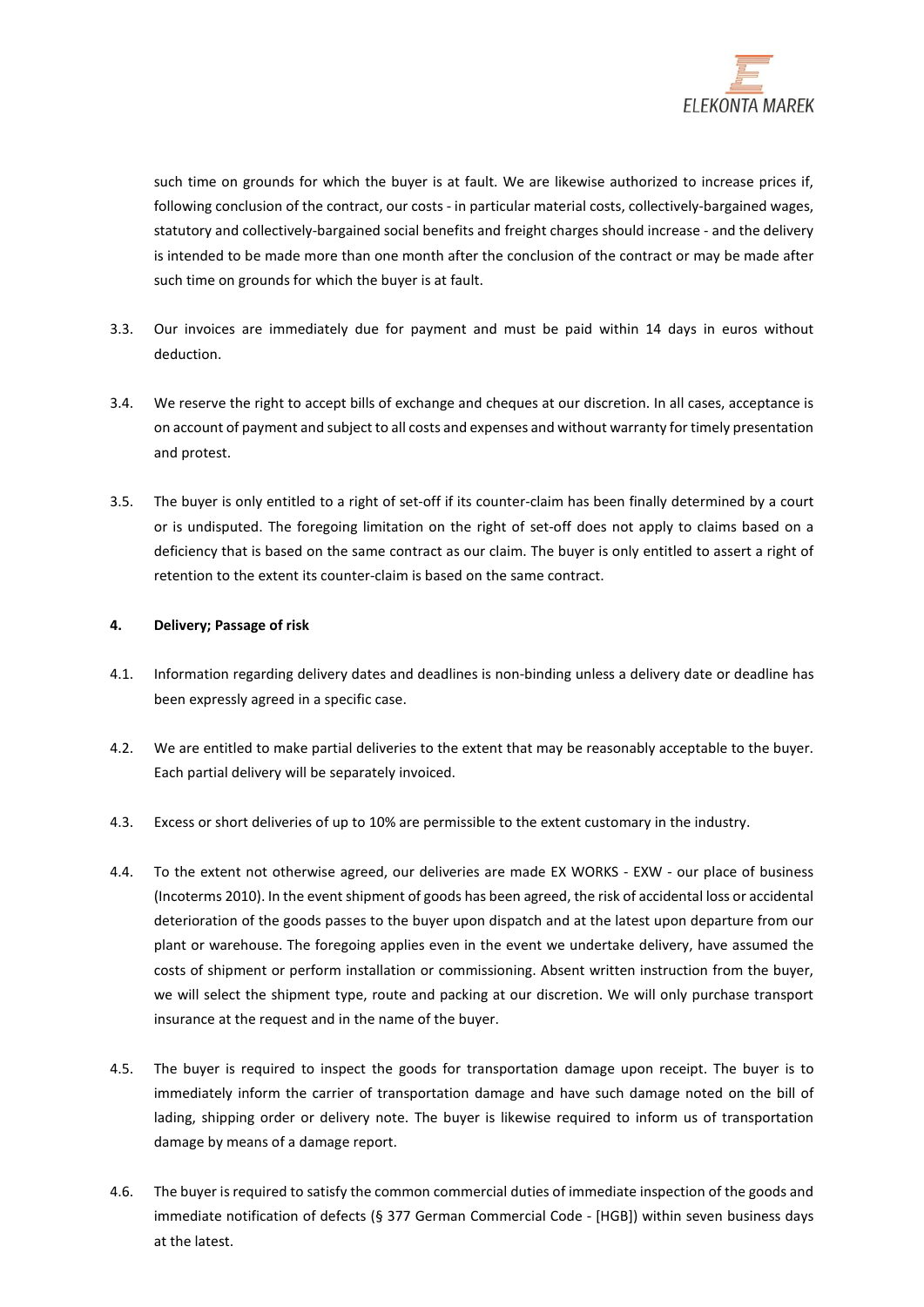such time on grounds for which the buyer is at fault. We are likewise authorized to increase prices if, following conclusion of the contract, our costs - in particular material costs, collectively-bargained wages, statutory and collectively-bargained social benefits and freight charges should increase - and the delivery is intended to be made more than one month after the conclusion of the contract or may be made after such time on grounds for which the buyer is at fault.

3.3. Our invoices are immediately due for payment and must be paid within 14 days in euros without deduction.

3.4. We reserve the right to accept bills of exchange and cheques at our discretion. In all cases, acceptance is on account of payment and subject to all costs and expenses and without warranty for timely presentation and protest.

3.5. The buyer is only entitled to a right of set-off if its counter-claim has been finally determined by a court or is undisputed. The foregoing limitation on the right of set-off does not apply to claims based on a deficiency that is based on the same contract as our claim. The buyer is only entitled to assert a right of retention to the extent its counter-claim is based on the same contract.

**4. Delivery; Passage of risk**

4.1. Information regarding delivery dates and deadlines is non-binding unless a delivery date or deadline has been expressly agreed in a specific case.

4.2. We are entitled to make partial deliveries to the extent that may be reasonably acceptable to the buyer. Each partial delivery will be separately invoiced.

4.3. Excess or short deliveries of up to 10% are permissible to the extent customary in the industry.

4.4. To the extent not otherwise agreed, our deliveries are made EX WORKS - EXW - our place of business (Incoterms 2010). In the event shipment of goods has been agreed, the risk of accidental loss or accidental deterioration of the goods passes to the buyer upon dispatch and at the latest upon departure from our plant or warehouse. The foregoing applies even in the event we undertake delivery, have assumed the costs of shipment or perform installation or commissioning. Absent written instruction from the buyer, we will select the shipment type, route and packing at our discretion. We will only purchase transport insurance at the request and in the name of the buyer.

4.5. The buyer is required to inspect the goods for transportation damage upon receipt. The buyer is to immediately inform the carrier of transportation damage and have such damage noted on the bill of lading, shipping order or delivery note. The buyer is likewise required to inform us of transportation damage by means of a damage report.

4.6. The buyer is required to satisfy the common commercial duties of immediate inspection of the goods and immediate notification of defects (§ 377 German Commercial Code - [HGB]) within seven business days at the latest.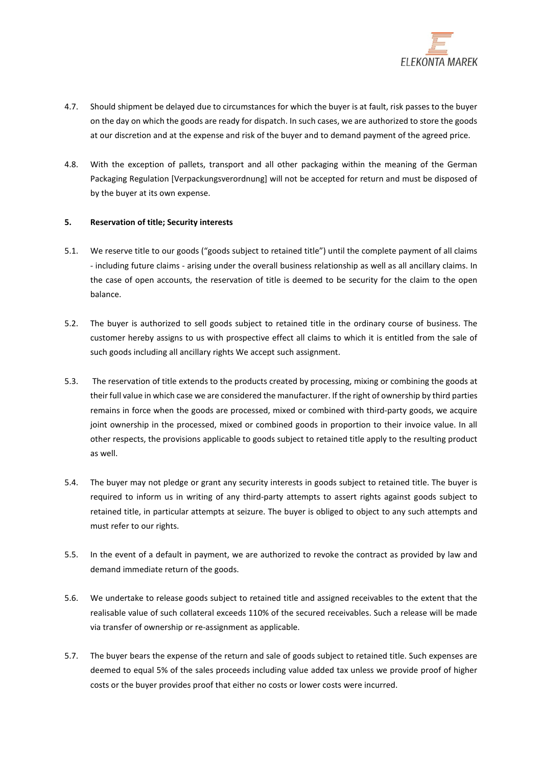4.7. Should shipment be delayed due to circumstances for which the buyer is at fault, risk passes to the buyer on the day on which the goods are ready for dispatch. In such cases, we are authorized to store the goods at our discretion and at the expense and risk of the buyer and to demand payment of the agreed price.

4.8. With the exception of pallets, transport and all other packaging within the meaning of the German Packaging Regulation [Verpackungsverordnung] will not be accepted for return and must be disposed of by the buyer at its own expense.

**5. Reservation of title; Security interests**

5.1. We reserve title to our goods ("goods subject to retained title") until the complete payment of all claims - including future claims - arising under the overall business relationship as well as all ancillary claims. In the case of open accounts, the reservation of title is deemed to be security for the claim to the open balance.

5.2. The buyer is authorized to sell goods subject to retained title in the ordinary course of business. The customer hereby assigns to us with prospective effect all claims to which it is entitled from the sale of such goods including all ancillary rights We accept such assignment.

5.3. The reservation of title extends to the products created by processing, mixing or combining the goods at their full value in which case we are considered the manufacturer. If the right of ownership by third parties remains in force when the goods are processed, mixed or combined with third-party goods, we acquire joint ownership in the processed, mixed or combined goods in proportion to their invoice value. In all other respects, the provisions applicable to goods subject to retained title apply to the resulting product as well.

5.4. The buyer may not pledge or grant any security interests in goods subject to retained title. The buyer is required to inform us in writing of any third-party attempts to assert rights against goods subject to retained title, in particular attempts at seizure. The buyer is obliged to object to any such attempts and must refer to our rights.

5.5. In the event of a default in payment, we are authorized to revoke the contract as provided by law and demand immediate return of the goods.

5.6. We undertake to release goods subject to retained title and assigned receivables to the extent that the realisable value of such collateral exceeds 110% of the secured receivables. Such a release will be made via transfer of ownership or re-assignment as applicable.

5.7. The buyer bears the expense of the return and sale of goods subject to retained title. Such expenses are deemed to equal 5% of the sales proceeds including value added tax unless we provide proof of higher costs or the buyer provides proof that either no costs or lower costs were incurred.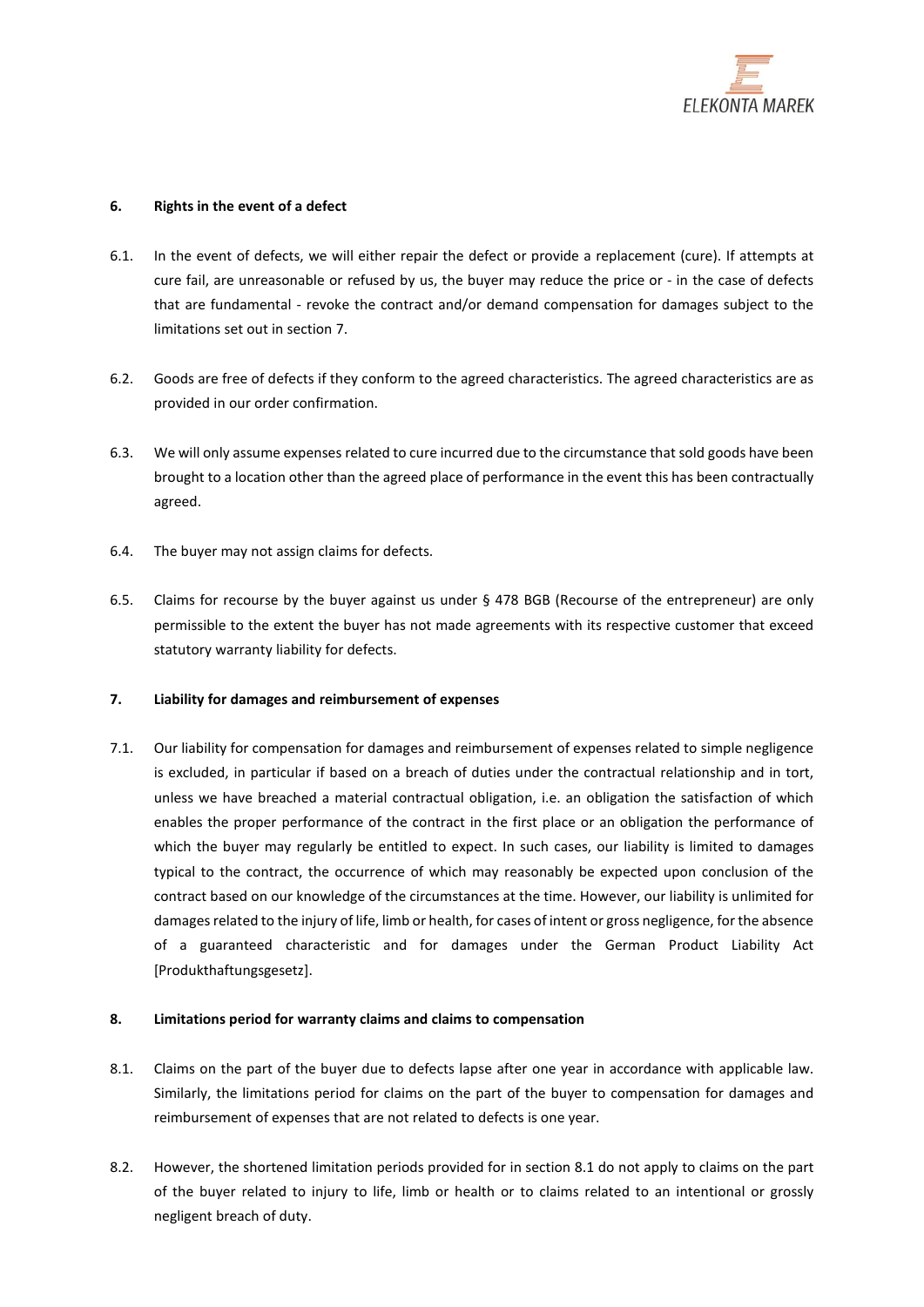## 6. Rights in the event of a defect

6.1. In the event of defects, we will either repair the defect or provide a replacement (cure). If attempts at cure fail, are unreasonable or refused by us, the buyer may reduce the price or - in the case of defects that are fundamental - revoke the contract and/or demand compensation for damages subject to the limitations set out in section 7.

6.2. Goods are free of defects if they conform to the agreed characteristics. The agreed characteristics are as provided in our order confirmation.

6.3. We will only assume expenses related to cure incurred due to the circumstance that sold goods have been brought to a location other than the agreed place of performance in the event this has been contractually agreed.

6.4. The buyer may not assign claims for defects.

6.5. Claims for recourse by the buyer against us under § 478 BGB (Recourse of the entrepreneur) are only permissible to the extent the buyer has not made agreements with its respective customer that exceed statutory warranty liability for defects.

## 7. Liability for damages and reimbursement of expenses

7.1. Our liability for compensation for damages and reimbursement of expenses related to simple negligence is excluded, in particular if based on a breach of duties under the contractual relationship and in tort, unless we have breached a material contractual obligation, i.e. an obligation the satisfaction of which enables the proper performance of the contract in the first place or an obligation the performance of which the buyer may regularly be entitled to expect. In such cases, our liability is limited to damages typical to the contract, the occurrence of which may reasonably be expected upon conclusion of the contract based on our knowledge of the circumstances at the time. However, our liability is unlimited for damages related to the injury of life, limb or health, for cases of intent or gross negligence, for the absence of a guaranteed characteristic and for damages under the German Product Liability Act [Produkthaftungsgesetz].

## 8. Limitations period for warranty claims and claims to compensation

8.1. Claims on the part of the buyer due to defects lapse after one year in accordance with applicable law. Similarly, the limitations period for claims on the part of the buyer to compensation for damages and reimbursement of expenses that are not related to defects is one year.

8.2. However, the shortened limitation periods provided for in section 8.1 do not apply to claims on the part of the buyer related to injury to life, limb or health or to claims related to an intentional or grossly negligent breach of duty.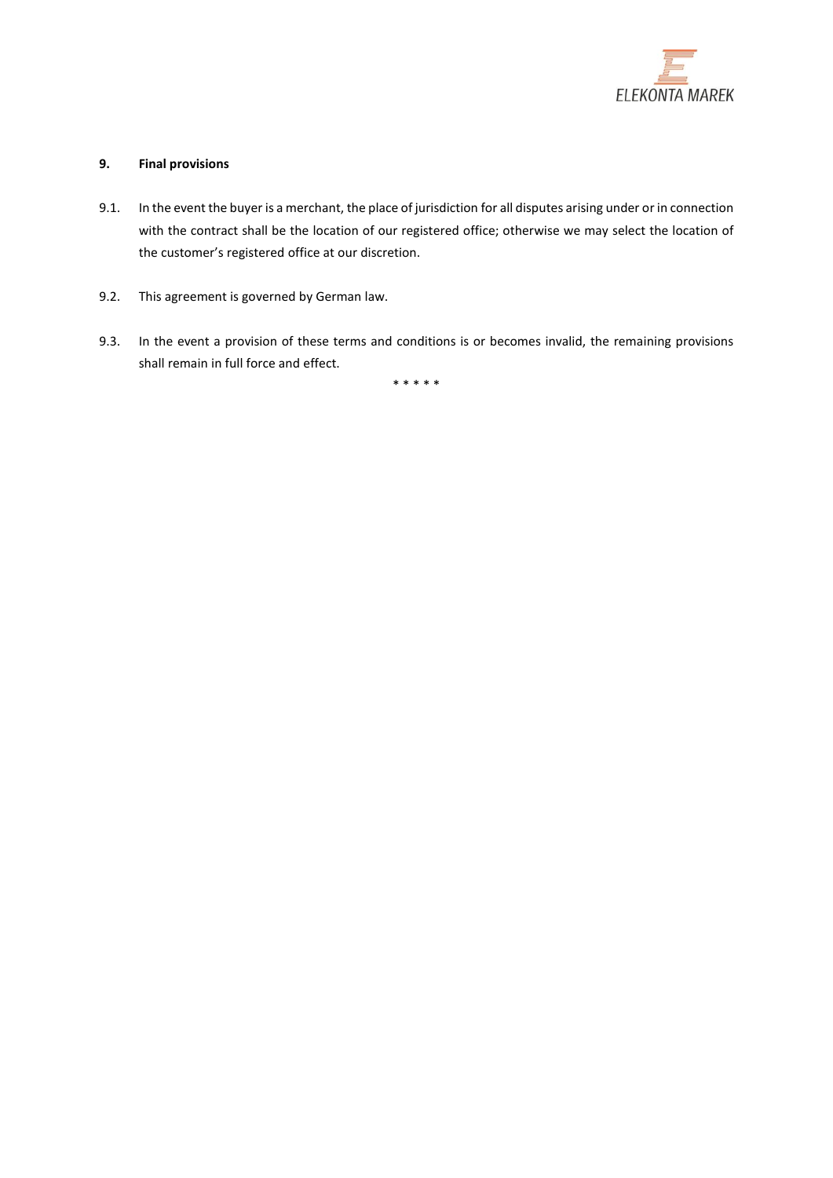## 9. Final provisions

9.1. In the event the buyer is a merchant, the place of jurisdiction for all disputes arising under or in connection with the contract shall be the location of our registered office; otherwise we may select the location of the customer's registered office at our discretion.

9.2. This agreement is governed by German law.

9.3. In the event a provision of these terms and conditions is or becomes invalid, the remaining provisions shall remain in full force and effect.

\* \* \* \* \*